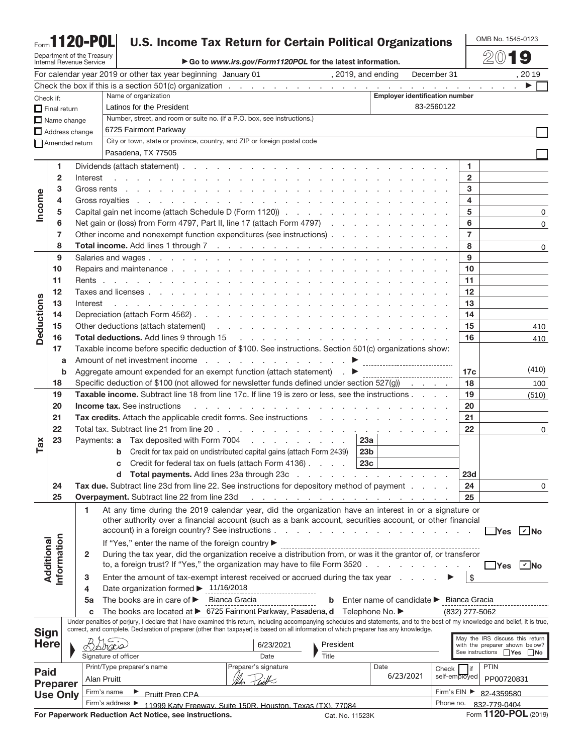Form **1120-POL** — **U.S. Income Tax Return for Certain Political Organizations**

Department of the Treasury
Internal Revenue Service

▶ Go to *www.irs.gov/Form1120POL* for the latest information.

OMB No. 1545-0123

**2019**

For calendar year 2019 or other tax year beginning January 01 , 2019, and ending December 31 , 20 19

Check the box if this is a section 501(c) organization . . . ▶ ☐

| Check if: | Name of organization | Employer identification number |
|---|---|---|
| ☐ Final return | Latinos for the President | 83-2560122 |
| ☐ Name change | Number, street, and room or suite no. (If a P.O. box, see instructions.) | |
| ☐ Address change | 6725 Fairmont Parkway | ☐ |
| ☐ Amended return | City or town, state or province, country, and ZIP or foreign postal code | |
| | Pasadena, TX 77505 | ☐ |

## Income

| | Line | Description | | Amount |
|---|---|---|---|---|
| Income | 1 | Dividends (attach statement) | 1 | |
| | 2 | Interest | 2 | |
| | 3 | Gross rents | 3 | |
| | 4 | Gross royalties | 4 | |
| | 5 | Capital gain net income (attach Schedule D (Form 1120)) | 5 | 0 |
| | 6 | Net gain or (loss) from Form 4797, Part II, line 17 (attach Form 4797) | 6 | 0 |
| | 7 | Other income and nonexempt function expenditures (see instructions) | 7 | |
| | 8 | **Total income.** Add lines 1 through 7 | 8 | 0 |

## Deductions

| | Line | Description | | Amount |
|---|---|---|---|---|
| Deductions | 9 | Salaries and wages | 9 | |
| | 10 | Repairs and maintenance | 10 | |
| | 11 | Rents | 11 | |
| | 12 | Taxes and licenses | 12 | |
| | 13 | Interest | 13 | |
| | 14 | Depreciation (attach Form 4562) | 14 | |
| | 15 | Other deductions (attach statement) | 15 | 410 |
| | 16 | **Total deductions.** Add lines 9 through 15 | 16 | 410 |
| | 17 | Taxable income before specific deduction of $100. See instructions. Section 501(c) organizations show: | | |
| | a | Amount of net investment income ▶ | | |
| | b | Aggregate amount expended for an exempt function (attach statement) ▶ | 17c | (410) |
| | 18 | Specific deduction of $100 (not allowed for newsletter funds defined under section 527(g)) | 18 | 100 |

## Tax

| | Line | Description | | | | Amount |
|---|---|---|---|---|---|---|
| Tax | 19 | **Taxable income.** Subtract line 18 from line 17c. If line 19 is zero or less, see the instructions | | | 19 | (510) |
| | 20 | **Income tax.** See instructions | | | 20 | |
| | 21 | **Tax credits.** Attach the applicable credit forms. See instructions | | | 21 | |
| | 22 | Total tax. Subtract line 21 from line 20 | | | 22 | 0 |
| | 23 | Payments: **a** Tax deposited with Form 7004 | 23a | | | |
| | | **b** Credit for tax paid on undistributed capital gains (attach Form 2439) | 23b | | | |
| | | **c** Credit for federal tax on fuels (attach Form 4136) | 23c | | | |
| | | **d Total payments.** Add lines 23a through 23c | | | 23d | |
| | 24 | **Tax due.** Subtract line 23d from line 22. See instructions for depository method of payment | | | 24 | 0 |
| | 25 | **Overpayment.** Subtract line 22 from line 23d | | | 25 | |

## Additional Information

1. At any time during the 2019 calendar year, did the organization have an interest in or a signature or other authority over a financial account (such as a bank account, securities account, or other financial account) in a foreign country? See instructions . . . ☐ Yes ☑ No

   If "Yes," enter the name of the foreign country ▶

2. During the tax year, did the organization receive a distribution from, or was it the grantor of, or transferor to, a foreign trust? If "Yes," the organization may have to file Form 3520 . . . ☐ Yes ☑ No

3. Enter the amount of tax-exempt interest received or accrued during the tax year ▶ $

4. Date organization formed ▶ 11/16/2018

5a. The books are in care of ▶ Bianca Gracia  **b** Enter name of candidate ▶ Bianca Gracia

**c** The books are located at ▶ 6725 Fairmont Parkway, Pasadena, **d** Telephone No. ▶ (832) 277-5062

## Sign Here

Under penalties of perjury, I declare that I have examined this return, including accompanying schedules and statements, and to the best of my knowledge and belief, it is true, correct, and complete. Declaration of preparer (other than taxpayer) is based on all information of which preparer has any knowledge.

| Signature of officer | Date | Title |
|---|---|---|
| B Gracia | 6/23/2021 | President |

May the IRS discuss this return with the preparer shown below? See instructions ☐ Yes ☐ No

## Paid Preparer Use Only

| Print/Type preparer's name | Preparer's signature | Date | Check ☐ if self-employed | PTIN |
|---|---|---|---|---|
| Alan Pruitt | Alan Pruitt | 6/23/2021 | | PP00720831 |

Firm's name ▶ Pruitt Prep CPA — Firm's EIN ▶ 82-4359580

Firm's address ▶ 11999 Katy Freeway, Suite 150R, Houston, Texas (TX), 77084 — Phone no. 832-779-0404

**For Paperwork Reduction Act Notice, see instructions.** Cat. No. 11523K Form **1120-POL** (2019)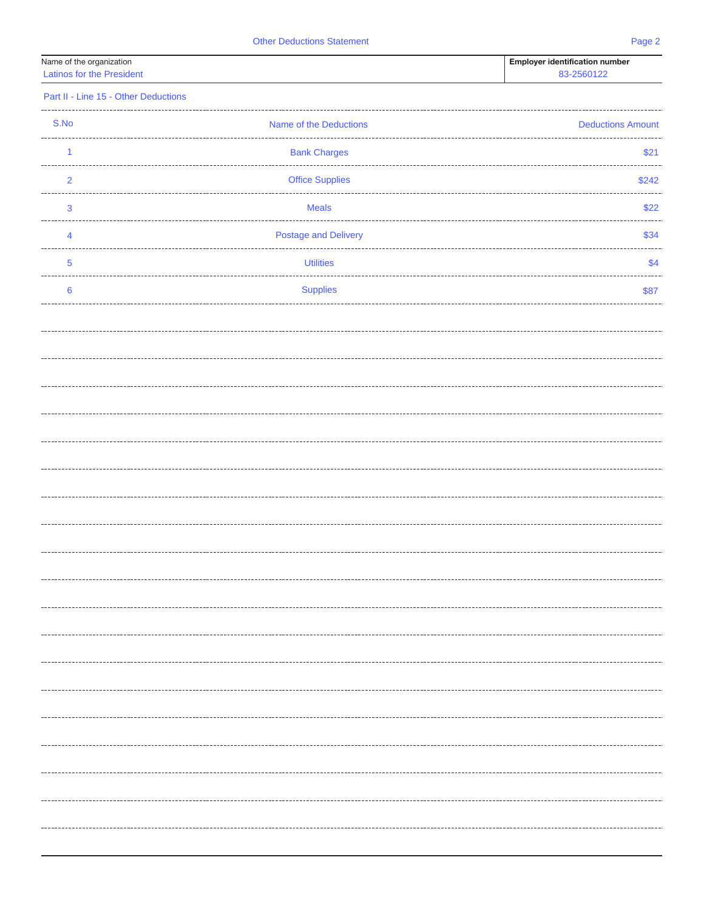# Other Deductions Statement

| Name of the organization | Employer identification number |
| --- | --- |
| Latinos for the President | 83-2560122 |

## Part II - Line 15 - Other Deductions

| S.No | Name of the Deductions | Deductions Amount |
| --- | --- | --- |
| 1 | Bank Charges | $21 |
| 2 | Office Supplies | $242 |
| 3 | Meals | $22 |
| 4 | Postage and Delivery | $34 |
| 5 | Utilities | $4 |
| 6 | Supplies | $87 |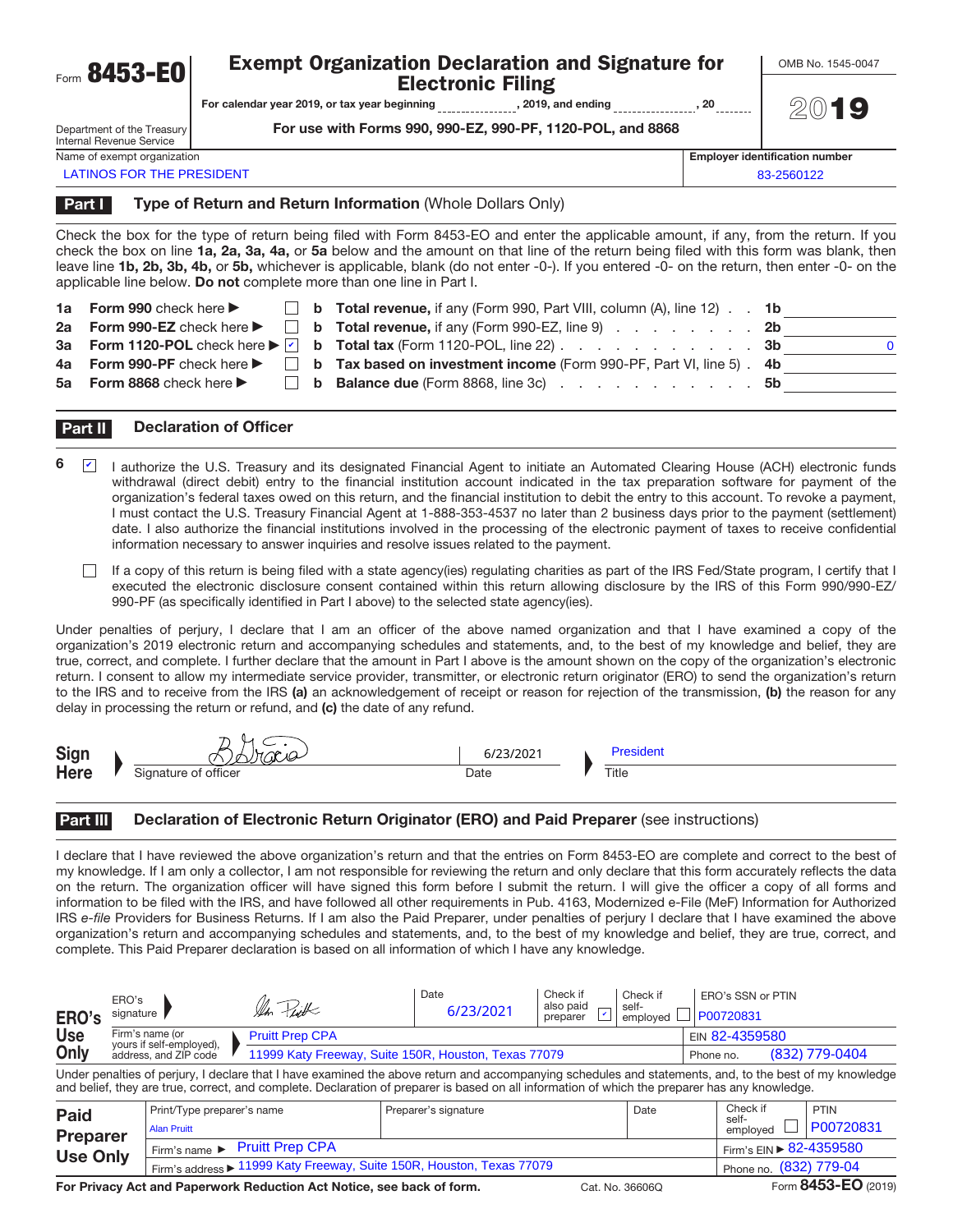Form **8453-EO**

Department of the Treasury
Internal Revenue Service

# Exempt Organization Declaration and Signature for Electronic Filing

For calendar year 2019, or tax year beginning ______________, 2019, and ending ______________, 20____

**For use with Forms 990, 990-EZ, 990-PF, 1120-POL, and 8868**

OMB No. 1545-0047

**2019**

| Name of exempt organization | Employer identification number |
|---|---|
| LATINOS FOR THE PRESIDENT | 83-2560122 |

## Part I Type of Return and Return Information (Whole Dollars Only)

Check the box for the type of return being filed with Form 8453-EO and enter the applicable amount, if any, from the return. If you check the box on line **1a, 2a, 3a, 4a,** or **5a** below and the amount on that line of the return being filed with this form was blank, then leave line **1b, 2b, 3b, 4b,** or **5b,** whichever is applicable, blank (do not enter -0-). If you entered -0- on the return, then enter -0- on the applicable line below. **Do not** complete more than one line in Part I.

| | | | | | | |
|---|---|---|---|---|---|---|
| **1a** | **Form 990** check here ▶ | ☐ | **b** | **Total revenue,** if any (Form 990, Part VIII, column (A), line 12) | **1b** | |
| **2a** | **Form 990-EZ** check here ▶ | ☐ | **b** | **Total revenue,** if any (Form 990-EZ, line 9) | **2b** | |
| **3a** | **Form 1120-POL** check here ▶ | ☑ | **b** | **Total tax** (Form 1120-POL, line 22) | **3b** | 0 |
| **4a** | **Form 990-PF** check here ▶ | ☐ | **b** | **Tax based on investment income** (Form 990-PF, Part VI, line 5) | **4b** | |
| **5a** | **Form 8868** check here ▶ | ☐ | **b** | **Balance due** (Form 8868, line 3c) | **5b** | |

## Part II Declaration of Officer

**6** ☑ I authorize the U.S. Treasury and its designated Financial Agent to initiate an Automated Clearing House (ACH) electronic funds withdrawal (direct debit) entry to the financial institution account indicated in the tax preparation software for payment of the organization's federal taxes owed on this return, and the financial institution to debit the entry to this account. To revoke a payment, I must contact the U.S. Treasury Financial Agent at 1-888-353-4537 no later than 2 business days prior to the payment (settlement) date. I also authorize the financial institutions involved in the processing of the electronic payment of taxes to receive confidential information necessary to answer inquiries and resolve issues related to the payment.

☐ If a copy of this return is being filed with a state agency(ies) regulating charities as part of the IRS Fed/State program, I certify that I executed the electronic disclosure consent contained within this return allowing disclosure by the IRS of this Form 990/990-EZ/990-PF (as specifically identified in Part I above) to the selected state agency(ies).

Under penalties of perjury, I declare that I am an officer of the above named organization and that I have examined a copy of the organization's 2019 electronic return and accompanying schedules and statements, and, to the best of my knowledge and belief, they are true, correct, and complete. I further declare that the amount in Part I above is the amount shown on the copy of the organization's electronic return. I consent to allow my intermediate service provider, transmitter, or electronic return originator (ERO) to send the organization's return to the IRS and to receive from the IRS **(a)** an acknowledgement of receipt or reason for rejection of the transmission, **(b)** the reason for any delay in processing the return or refund, and **(c)** the date of any refund.

**Sign Here** ▶ Signature of officer: [signature] Date: 6/23/2021 ▶ Title: President

## Part III Declaration of Electronic Return Originator (ERO) and Paid Preparer (see instructions)

I declare that I have reviewed the above organization's return and that the entries on Form 8453-EO are complete and correct to the best of my knowledge. If I am only a collector, I am not responsible for reviewing the return and only declare that this form accurately reflects the data on the return. The organization officer will have signed this form before I submit the return. I will give the officer a copy of all forms and information to be filed with the IRS, and have followed all other requirements in Pub. 4163, Modernized e-File (MeF) Information for Authorized IRS *e-file* Providers for Business Returns. If I am also the Paid Preparer, under penalties of perjury I declare that I have examined the above organization's return and accompanying schedules and statements, and, to the best of my knowledge and belief, they are true, correct, and complete. This Paid Preparer declaration is based on all information of which I have any knowledge.

| **ERO's Use Only** | | | | | |
|---|---|---|---|---|---|
| ERO's signature ▶ | [signature] | Date 6/23/2021 | Check if also paid preparer ☑ | Check if self-employed ☐ | ERO's SSN or PTIN P00720831 |
| Firm's name (or yours if self-employed), address, and ZIP code | Pruitt Prep CPA | | | | EIN 82-4359580 |
| | 11999 Katy Freeway, Suite 150R, Houston, Texas 77079 | | | | Phone no. (832) 779-0404 |

Under penalties of perjury, I declare that I have examined the above return and accompanying schedules and statements, and, to the best of my knowledge and belief, they are true, correct, and complete. Declaration of preparer is based on all information of which the preparer has any knowledge.

| **Paid Preparer Use Only** | | | | | |
|---|---|---|---|---|---|
| Print/Type preparer's name | Preparer's signature | Date | Check if self-employed ☐ | PTIN | |
| Alan Pruitt | | | | P00720831 | |
| Firm's name ▶ Pruitt Prep CPA | | | | Firm's EIN ▶ 82-4359580 | |
| Firm's address ▶ 11999 Katy Freeway, Suite 150R, Houston, Texas 77079 | | | | Phone no. (832) 779-04 | |

**For Privacy Act and Paperwork Reduction Act Notice, see back of form.** Cat. No. 36606Q Form **8453-EO** (2019)